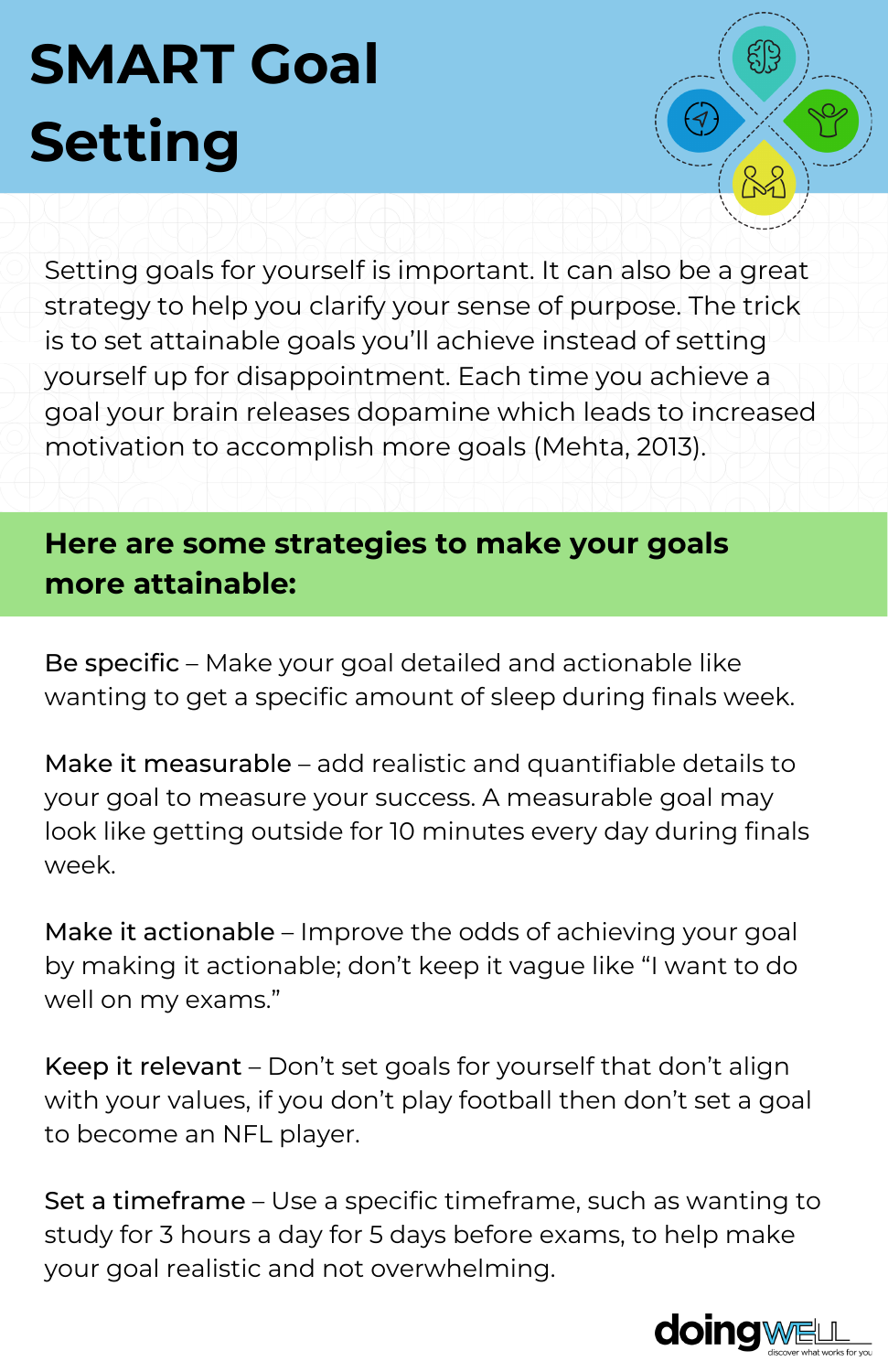# SMART Goal Setting

Setting goals for yourself is important. It can also be a great strategy to help you clarify your sense of purpose. The trick is to set attainable goals you'll achieve instead of setting yourself up for disappointment. Each time you achieve a goal your brain releases dopamine which leads to increased motivation to accomplish more goals (Mehta, 2013).

## Here are some strategies to make your goals more attainable:

Be specific – Make your goal detailed and actionable like wanting to get a specific amount of sleep during finals week.

Make it measurable – add realistic and quantifiable details to your goal to measure your success. A measurable goal may look like getting outside for 10 minutes every day during finals week.

Make it actionable – Improve the odds of achieving your goal by making it actionable; don't keep it vague like "I want to do well on my exams."

Keep it relevant – Don't set goals for yourself that don't align with your values, if you don't play football then don't set a goal to become an NFL player.

Set a timeframe – Use a specific timeframe, such as wanting to study for 3 hours a day for 5 days before exams, to help make your goal realistic and not overwhelming.

doingWELL
discover what works for you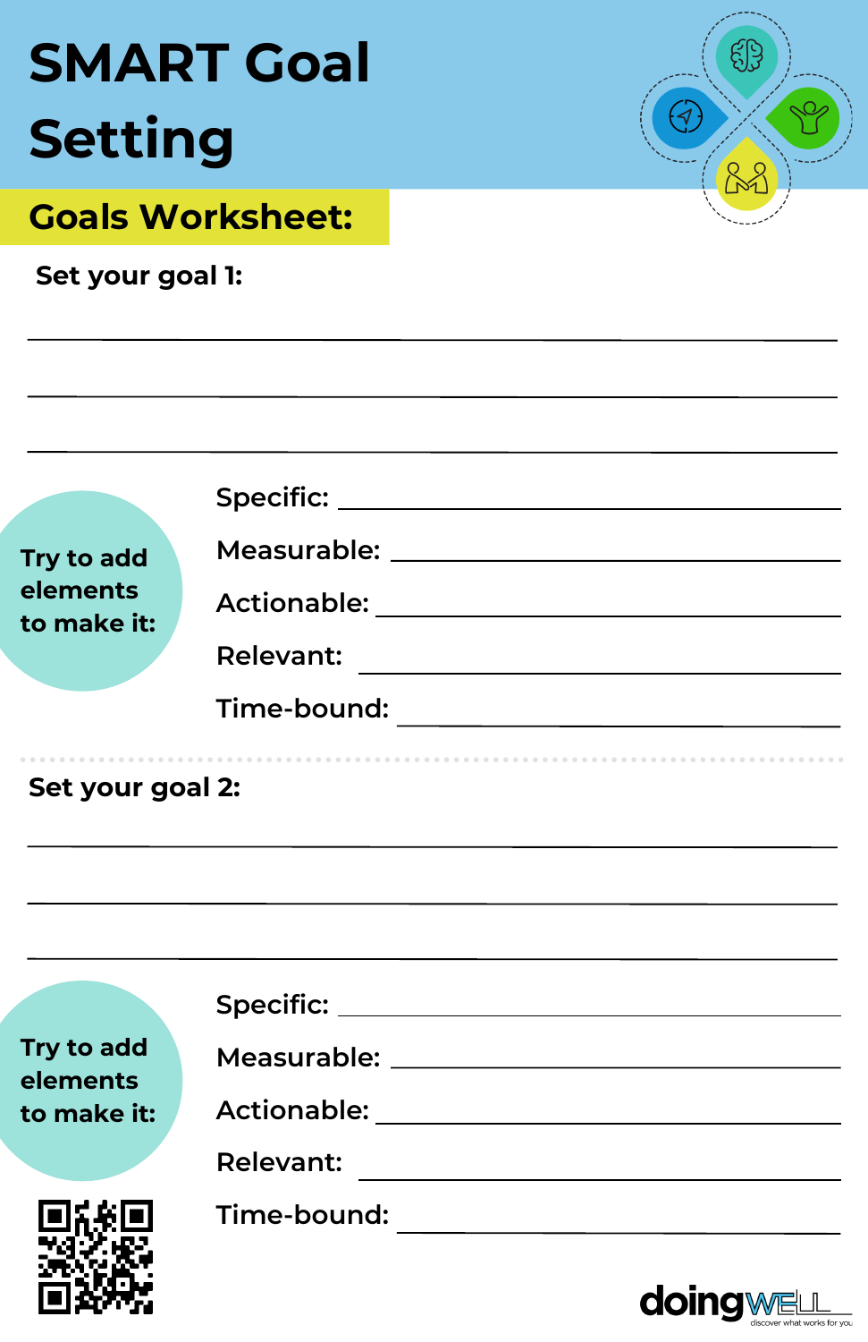# SMART Goal Setting

## Goals Worksheet:

**Set your goal 1:**

___________________________________________

___________________________________________

___________________________________________

**Try to add elements to make it:**

Specific: ___________________________________

Measurable: _________________________________

Actionable: _________________________________

Relevant: ___________________________________

Time-bound: _________________________________

**Set your goal 2:**

___________________________________________

___________________________________________

___________________________________________

**Try to add elements to make it:**

Specific: ___________________________________

Measurable: _________________________________

Actionable: _________________________________

Relevant: ___________________________________

Time-bound: _________________________________

doingWELL
discover what works for you